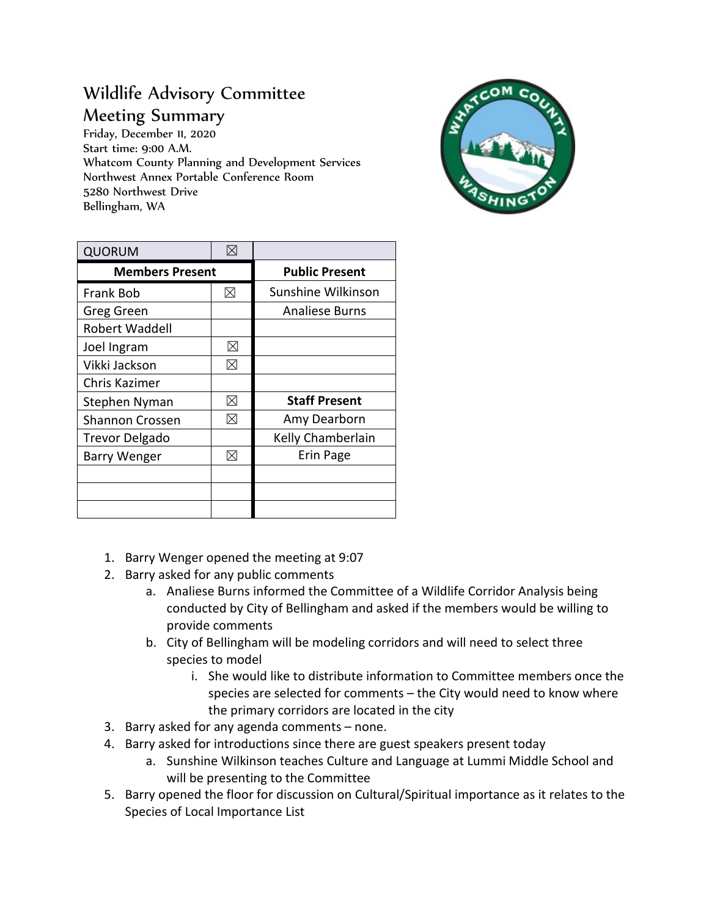# Wildlife Advisory Committee
## Meeting Summary

Friday, December 11, 2020
Start time: 9:00 A.M.
Whatcom County Planning and Development Services
Northwest Annex Portable Conference Room
5280 Northwest Drive
Bellingham, WA

| QUORUM | ☒ | |
|---|---|---|
| **Members Present** | | **Public Present** |
| Frank Bob | ☒ | Sunshine Wilkinson |
| Greg Green | | Analiese Burns |
| Robert Waddell | | |
| Joel Ingram | ☒ | |
| Vikki Jackson | ☒ | |
| Chris Kazimer | | |
| Stephen Nyman | ☒ | **Staff Present** |
| Shannon Crossen | ☒ | Amy Dearborn |
| Trevor Delgado | | Kelly Chamberlain |
| Barry Wenger | ☒ | Erin Page |
| | | |
| | | |
| | | |

1. Barry Wenger opened the meeting at 9:07
2. Barry asked for any public comments
   a. Analiese Burns informed the Committee of a Wildlife Corridor Analysis being conducted by City of Bellingham and asked if the members would be willing to provide comments
   b. City of Bellingham will be modeling corridors and will need to select three species to model
      i. She would like to distribute information to Committee members once the species are selected for comments – the City would need to know where the primary corridors are located in the city
3. Barry asked for any agenda comments – none.
4. Barry asked for introductions since there are guest speakers present today
   a. Sunshine Wilkinson teaches Culture and Language at Lummi Middle School and will be presenting to the Committee
5. Barry opened the floor for discussion on Cultural/Spiritual importance as it relates to the Species of Local Importance List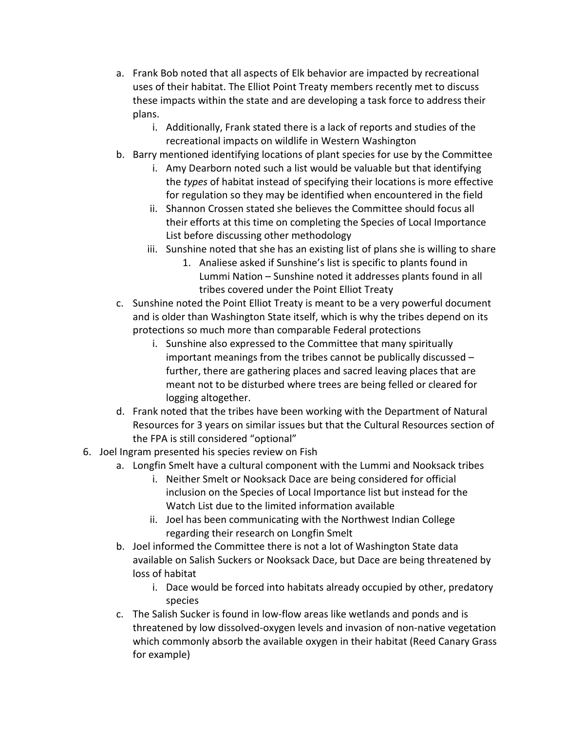a. Frank Bob noted that all aspects of Elk behavior are impacted by recreational uses of their habitat. The Elliot Point Treaty members recently met to discuss these impacts within the state and are developing a task force to address their plans.
      i. Additionally, Frank stated there is a lack of reports and studies of the recreational impacts on wildlife in Western Washington
   b. Barry mentioned identifying locations of plant species for use by the Committee
      i. Amy Dearborn noted such a list would be valuable but that identifying the *types* of habitat instead of specifying their locations is more effective for regulation so they may be identified when encountered in the field
      ii. Shannon Crossen stated she believes the Committee should focus all their efforts at this time on completing the Species of Local Importance List before discussing other methodology
      iii. Sunshine noted that she has an existing list of plans she is willing to share
         1. Analiese asked if Sunshine's list is specific to plants found in Lummi Nation – Sunshine noted it addresses plants found in all tribes covered under the Point Elliot Treaty
   c. Sunshine noted the Point Elliot Treaty is meant to be a very powerful document and is older than Washington State itself, which is why the tribes depend on its protections so much more than comparable Federal protections
      i. Sunshine also expressed to the Committee that many spiritually important meanings from the tribes cannot be publically discussed – further, there are gathering places and sacred leaving places that are meant not to be disturbed where trees are being felled or cleared for logging altogether.
   d. Frank noted that the tribes have been working with the Department of Natural Resources for 3 years on similar issues but that the Cultural Resources section of the FPA is still considered "optional"

6. Joel Ingram presented his species review on Fish
   a. Longfin Smelt have a cultural component with the Lummi and Nooksack tribes
      i. Neither Smelt or Nooksack Dace are being considered for official inclusion on the Species of Local Importance list but instead for the Watch List due to the limited information available
      ii. Joel has been communicating with the Northwest Indian College regarding their research on Longfin Smelt
   b. Joel informed the Committee there is not a lot of Washington State data available on Salish Suckers or Nooksack Dace, but Dace are being threatened by loss of habitat
      i. Dace would be forced into habitats already occupied by other, predatory species
   c. The Salish Sucker is found in low-flow areas like wetlands and ponds and is threatened by low dissolved-oxygen levels and invasion of non-native vegetation which commonly absorb the available oxygen in their habitat (Reed Canary Grass for example)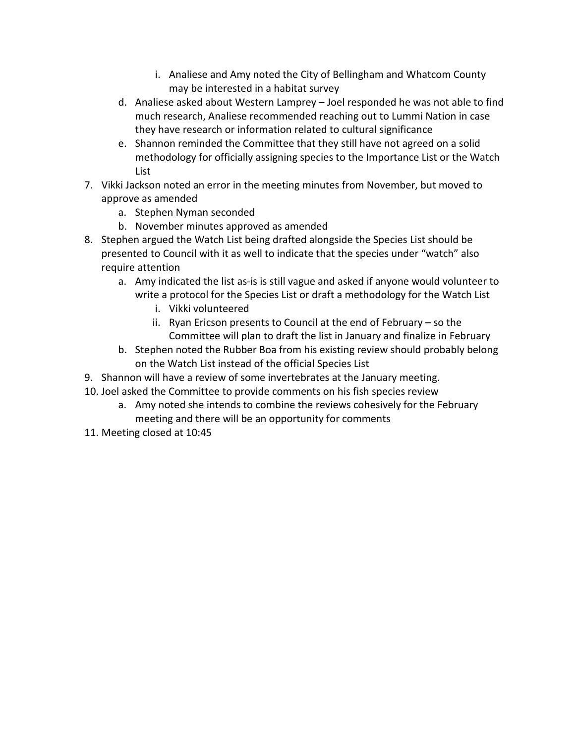i. Analiese and Amy noted the City of Bellingham and Whatcom County may be interested in a habitat survey

    d. Analiese asked about Western Lamprey – Joel responded he was not able to find much research, Analiese recommended reaching out to Lummi Nation in case they have research or information related to cultural significance
    e. Shannon reminded the Committee that they still have not agreed on a solid methodology for officially assigning species to the Importance List or the Watch List

7. Vikki Jackson noted an error in the meeting minutes from November, but moved to approve as amended
    a. Stephen Nyman seconded
    b. November minutes approved as amended
8. Stephen argued the Watch List being drafted alongside the Species List should be presented to Council with it as well to indicate that the species under "watch" also require attention
    a. Amy indicated the list as-is is still vague and asked if anyone would volunteer to write a protocol for the Species List or draft a methodology for the Watch List
        i. Vikki volunteered
        ii. Ryan Ericson presents to Council at the end of February – so the Committee will plan to draft the list in January and finalize in February
    b. Stephen noted the Rubber Boa from his existing review should probably belong on the Watch List instead of the official Species List
9. Shannon will have a review of some invertebrates at the January meeting.
10. Joel asked the Committee to provide comments on his fish species review
    a. Amy noted she intends to combine the reviews cohesively for the February meeting and there will be an opportunity for comments
11. Meeting closed at 10:45